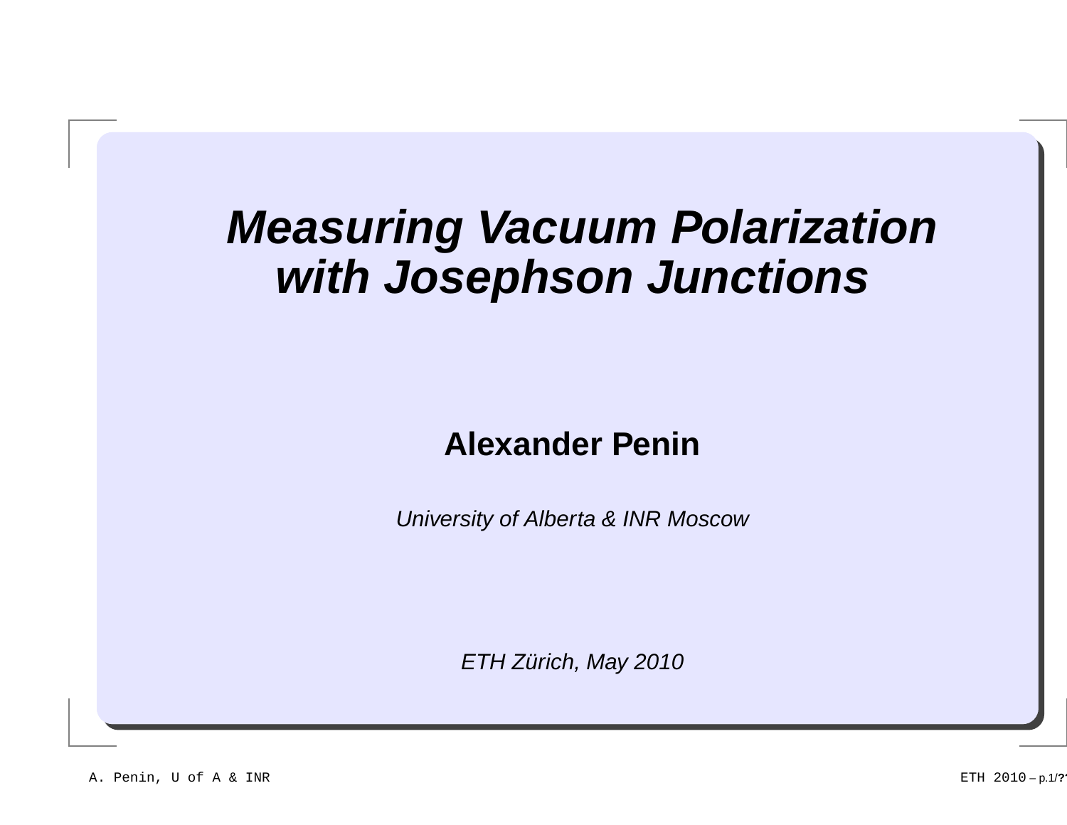# *Measuring Vacuum Polarization with Josephson Junctions*

**Alexander Penin**

*University of Alberta & INR Moscow*

*ETH Zürich, May 2010*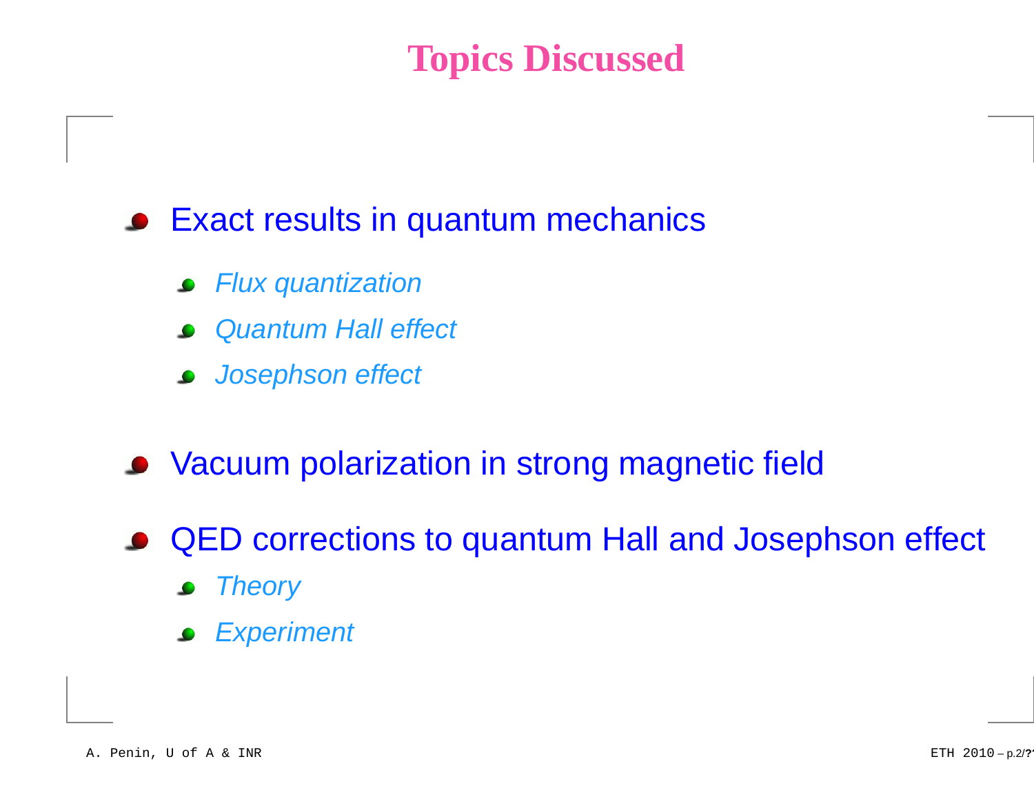# Topics Discussed

- Exact results in quantum mechanics
  - *Flux quantization*
  - *Quantum Hall effect*
  - *Josephson effect*
- Vacuum polarization in strong magnetic field
- QED corrections to quantum Hall and Josephson effect
  - *Theory*
  - *Experiment*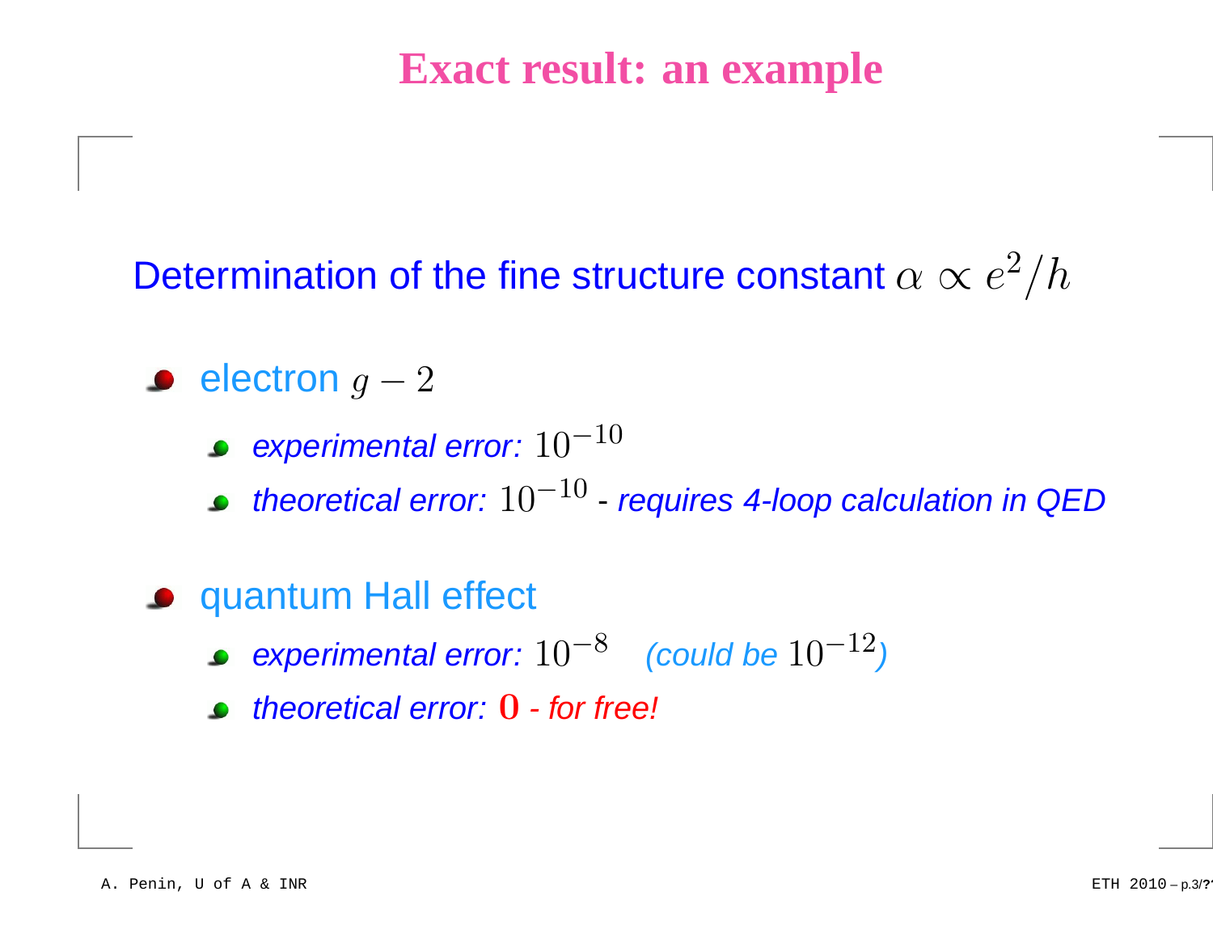# Exact result: an example

Determination of the fine structure constant $\alpha \propto e^2/h$

- electron $g-2$
  - *experimental error:* $10^{-10}$
  - *theoretical error:* $10^{-10}$ - *requires 4-loop calculation in QED*
- quantum Hall effect
  - *experimental error:* $10^{-8}$ *(could be* $10^{-12}$*)*
  - *theoretical error:* $\mathbf{0}$ - *for free!*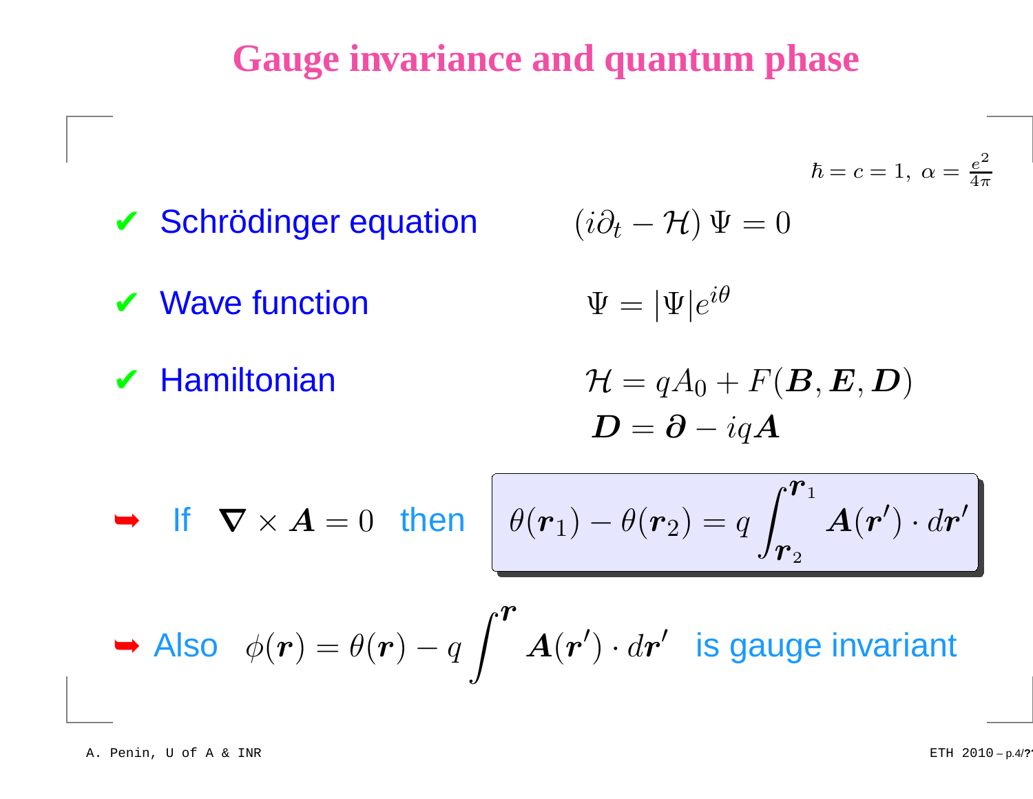# Gauge invariance and quantum phase

$\hbar = c = 1, \ \alpha = \frac{e^2}{4\pi}$

- ✔ Schrödinger equation $\qquad (i\partial_t - \mathcal{H})\,\Psi = 0$

- ✔ Wave function $\qquad \Psi = |\Psi| e^{i\theta}$

- ✔ Hamiltonian

$$\mathcal{H} = qA_0 + F(\boldsymbol{B}, \boldsymbol{E}, \boldsymbol{D})$$

$$\boldsymbol{D} = \boldsymbol{\partial} - iq\boldsymbol{A}$$

➥ If $\boldsymbol{\nabla} \times \boldsymbol{A} = 0$ then

$$\theta(\boldsymbol{r}_1) - \theta(\boldsymbol{r}_2) = q \int_{\boldsymbol{r}_2}^{\boldsymbol{r}_1} \boldsymbol{A}(\boldsymbol{r}') \cdot d\boldsymbol{r}'$$

➥ Also $\phi(\boldsymbol{r}) = \theta(\boldsymbol{r}) - q \int^{\boldsymbol{r}} \boldsymbol{A}(\boldsymbol{r}') \cdot d\boldsymbol{r}'$ is gauge invariant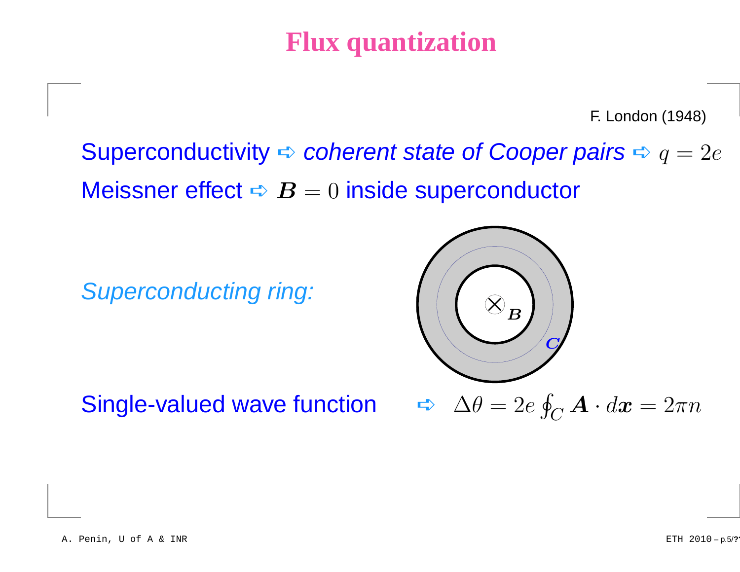# Flux quantization

F. London (1948)

Superconductivity ➩ *coherent state of Cooper pairs* ➩ $q = 2e$

Meissner effect ➩ $\boldsymbol{B} = 0$ inside superconductor

*Superconducting ring:*

Single-valued wave function ➩ $\Delta\theta = 2e \oint_C \boldsymbol{A} \cdot d\boldsymbol{x} = 2\pi n$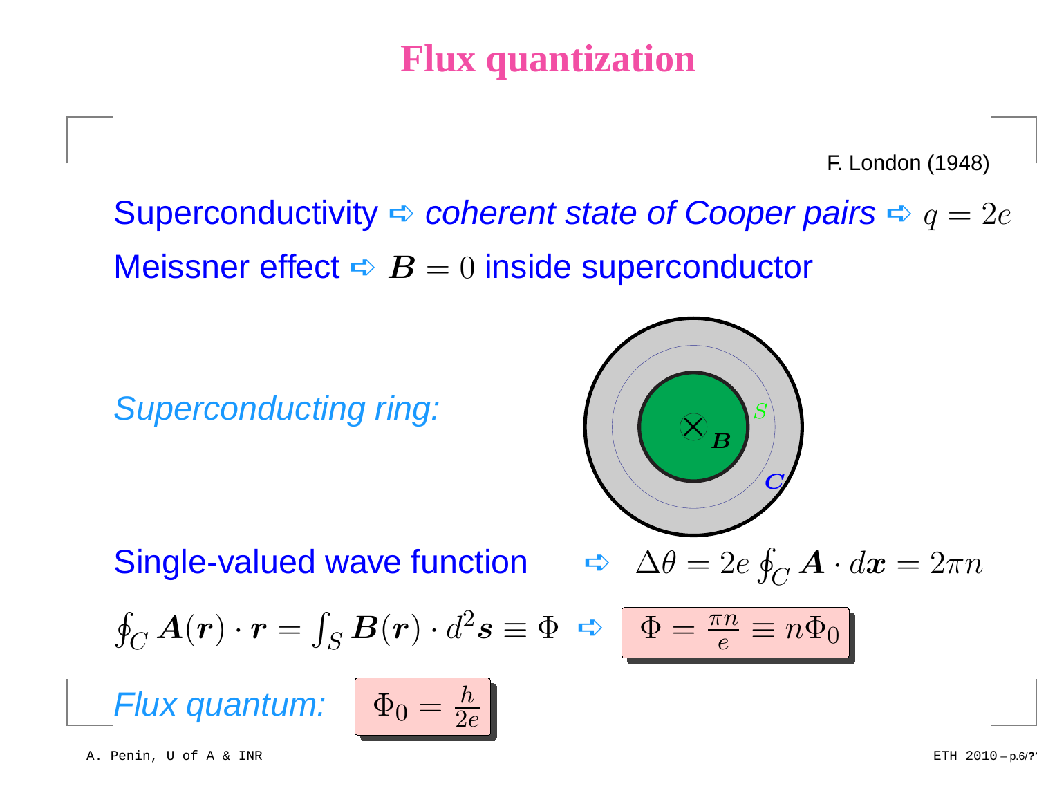# Flux quantization

F. London (1948)

Superconductivity ➩ *coherent state of Cooper pairs* ➩ $q = 2e$

Meissner effect ➩ $\boldsymbol{B} = 0$ inside superconductor

*Superconducting ring:*

Single-valued wave function ➩ $\Delta\theta = 2e \oint_C \boldsymbol{A} \cdot d\boldsymbol{x} = 2\pi n$

$\oint_C \boldsymbol{A}(\boldsymbol{r}) \cdot \boldsymbol{r} = \int_S \boldsymbol{B}(\boldsymbol{r}) \cdot d^2\boldsymbol{s} \equiv \Phi$ ➩ $\Phi = \frac{\pi n}{e} \equiv n\Phi_0$

*Flux quantum:* $\Phi_0 = \frac{h}{2e}$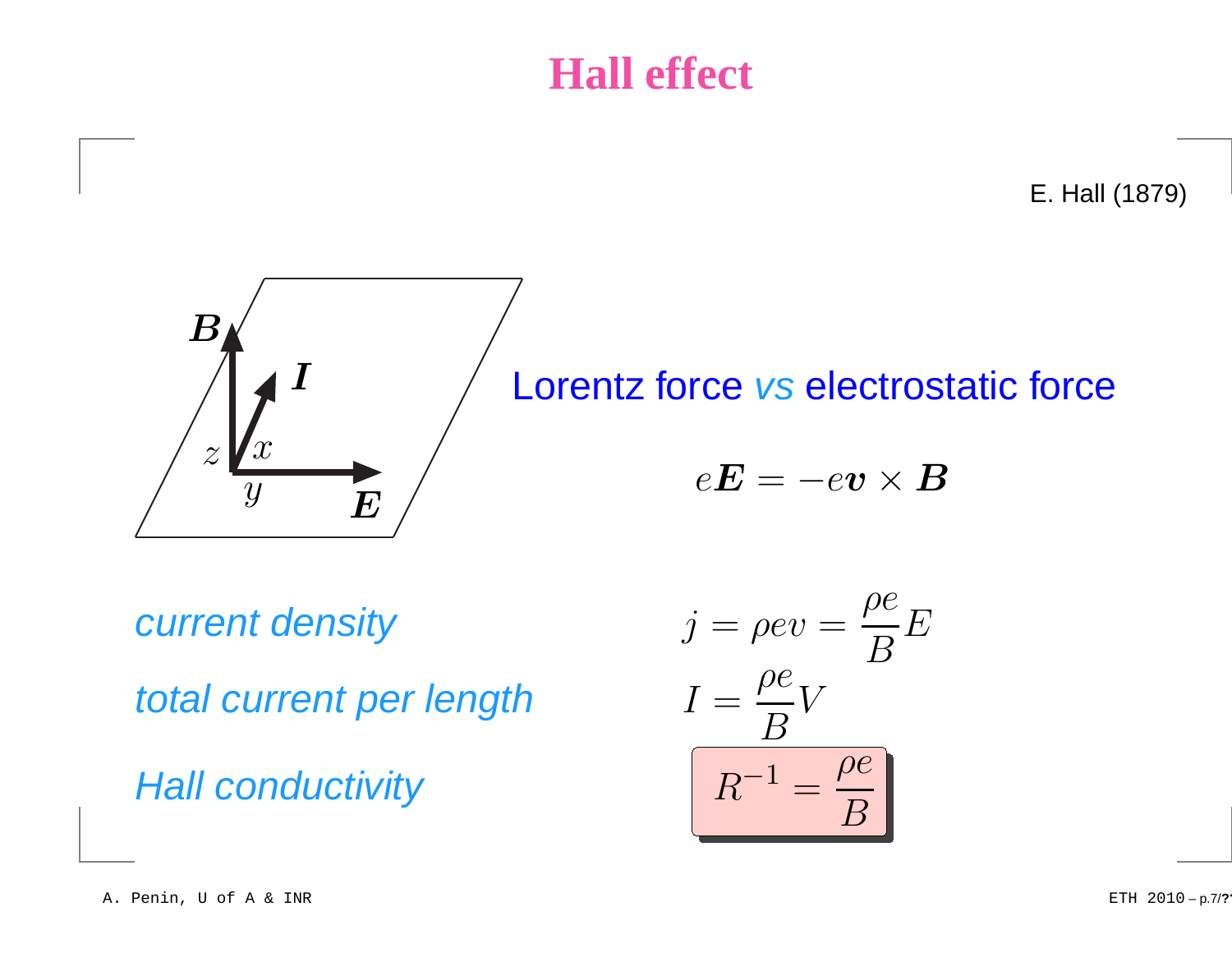# Hall effect

E. Hall (1879)

Lorentz force *vs* electrostatic force

$$e\boldsymbol{E} = -e\boldsymbol{v} \times \boldsymbol{B}$$

*current density*

$$j = \rho e v = \frac{\rho e}{B} E$$

*total current per length*

$$I = \frac{\rho e}{B} V$$

*Hall conductivity*

$$R^{-1} = \frac{\rho e}{B}$$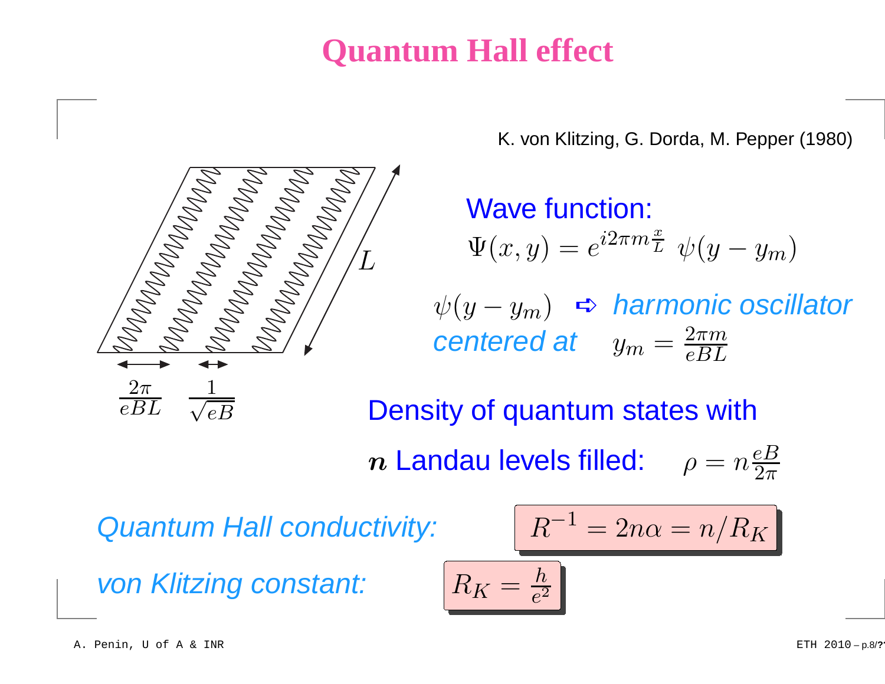# Quantum Hall effect

K. von Klitzing, G. Dorda, M. Pepper (1980)

$L$

$\frac{2\pi}{eBL}$ $\frac{1}{\sqrt{eB}}$

Wave function:

$$\Psi(x,y) = e^{i2\pi m\frac{x}{L}}\ \psi(y - y_m)$$

$\psi(y - y_m)$ ⇨ *harmonic oscillator*

*centered at* $y_m = \frac{2\pi m}{eBL}$

Density of quantum states with

$\boldsymbol{n}$ Landau levels filled: $\rho = n\frac{eB}{2\pi}$

*Quantum Hall conductivity:*

$$R^{-1} = 2n\alpha = n/R_K$$

*von Klitzing constant:*

$$R_K = \frac{h}{e^2}$$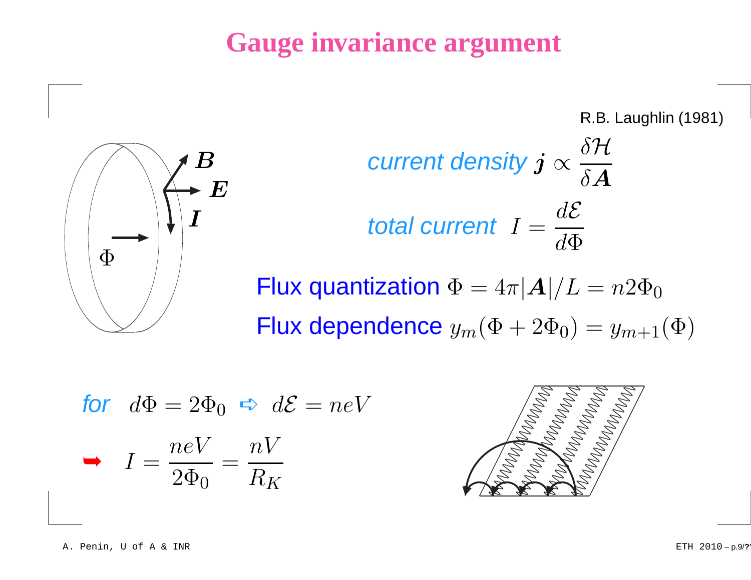# Gauge invariance argument

R.B. Laughlin (1981)

*current density* $\boldsymbol{j} \propto \dfrac{\delta \mathcal{H}}{\delta \boldsymbol{A}}$

*total current* $I = \dfrac{d\mathcal{E}}{d\Phi}$

Flux quantization $\Phi = 4\pi|\boldsymbol{A}|/L = n2\Phi_0$

Flux dependence $y_m(\Phi + 2\Phi_0) = y_{m+1}(\Phi)$

*for* $d\Phi = 2\Phi_0 \Rightarrow d\mathcal{E} = neV$

$$\Rightarrow \quad I = \frac{neV}{2\Phi_0} = \frac{nV}{R_K}$$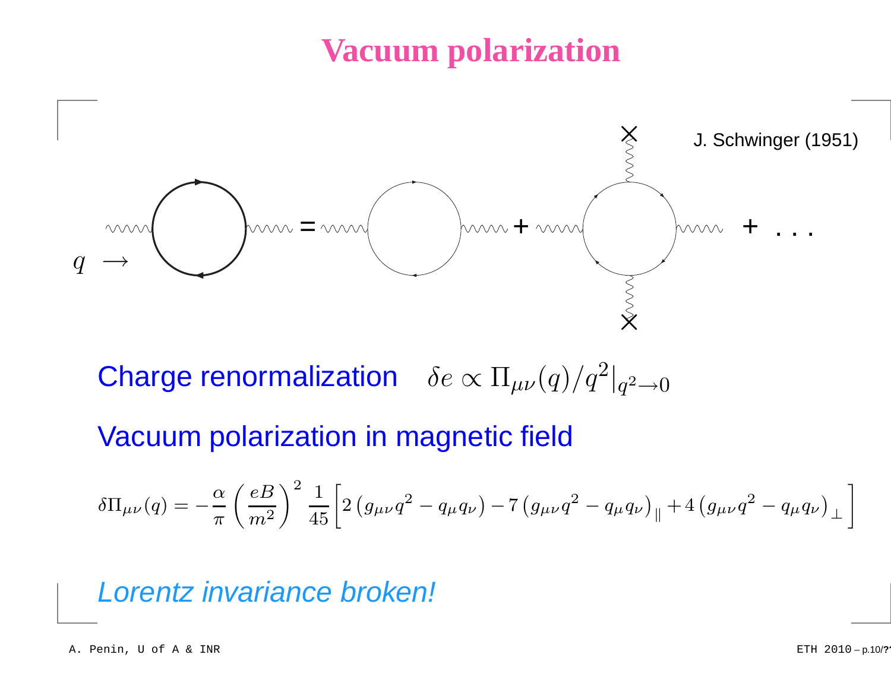# Vacuum polarization

J. Schwinger (1951)

$q \rightarrow$

Charge renormalization $\quad \delta e \propto \Pi_{\mu\nu}(q)/q^2|_{q^2 \to 0}$

Vacuum polarization in magnetic field

$$\delta\Pi_{\mu\nu}(q) = -\frac{\alpha}{\pi}\left(\frac{eB}{m^2}\right)^2 \frac{1}{45}\left[2\left(g_{\mu\nu}q^2 - q_\mu q_\nu\right) - 7\left(g_{\mu\nu}q^2 - q_\mu q_\nu\right)_\parallel + 4\left(g_{\mu\nu}q^2 - q_\mu q_\nu\right)_\perp\right]$$

*Lorentz invariance broken!*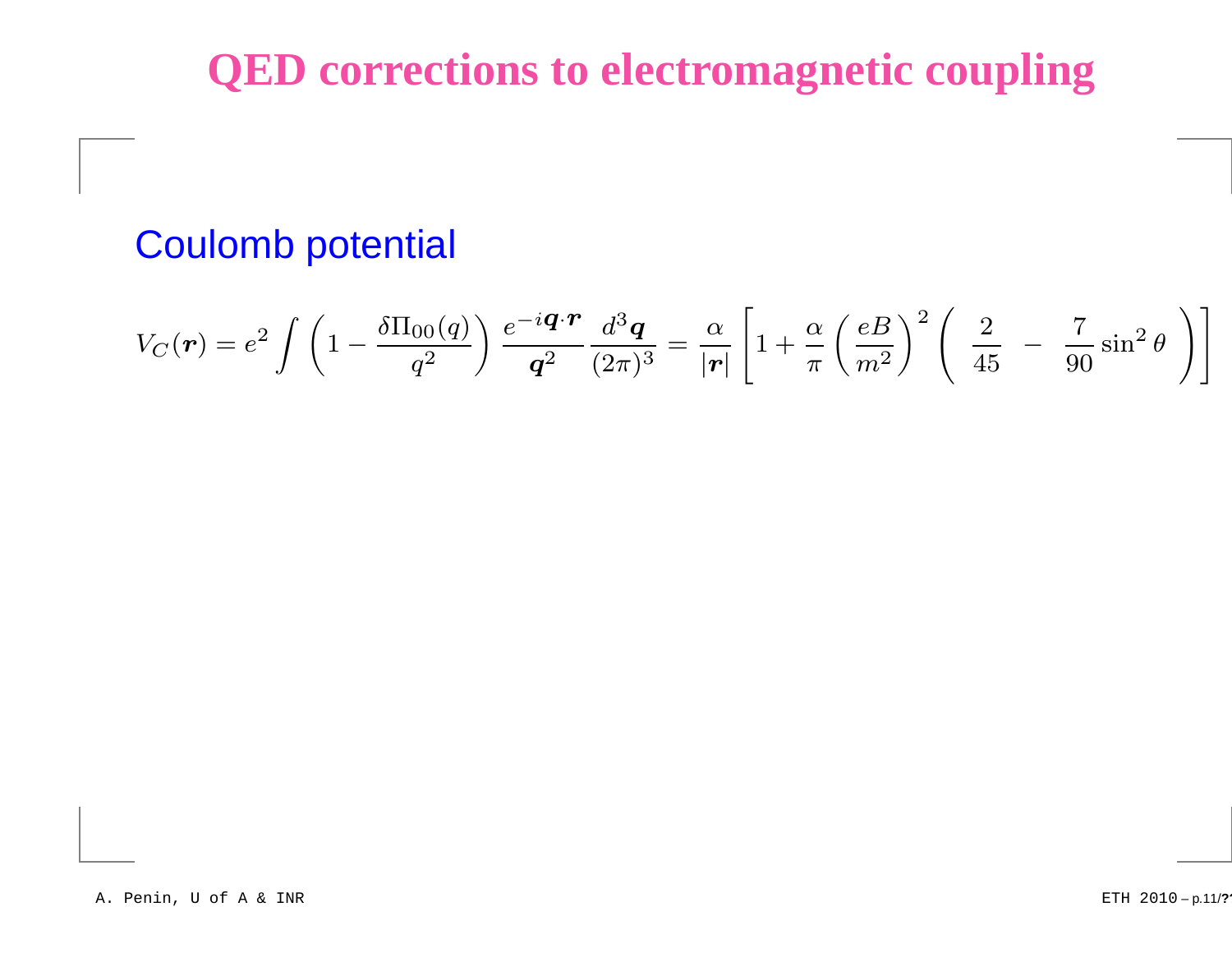# QED corrections to electromagnetic coupling

## Coulomb potential

$$V_C(\boldsymbol{r}) = e^2 \int \left(1 - \frac{\delta\Pi_{00}(q)}{q^2}\right) \frac{e^{-i\boldsymbol{q}\cdot\boldsymbol{r}}}{\boldsymbol{q}^2} \frac{d^3\boldsymbol{q}}{(2\pi)^3} = \frac{\alpha}{|\boldsymbol{r}|}\left[1 + \frac{\alpha}{\pi}\left(\frac{eB}{m^2}\right)^2 \left( \frac{2}{45} - \frac{7}{90}\sin^2\theta \right)\right]$$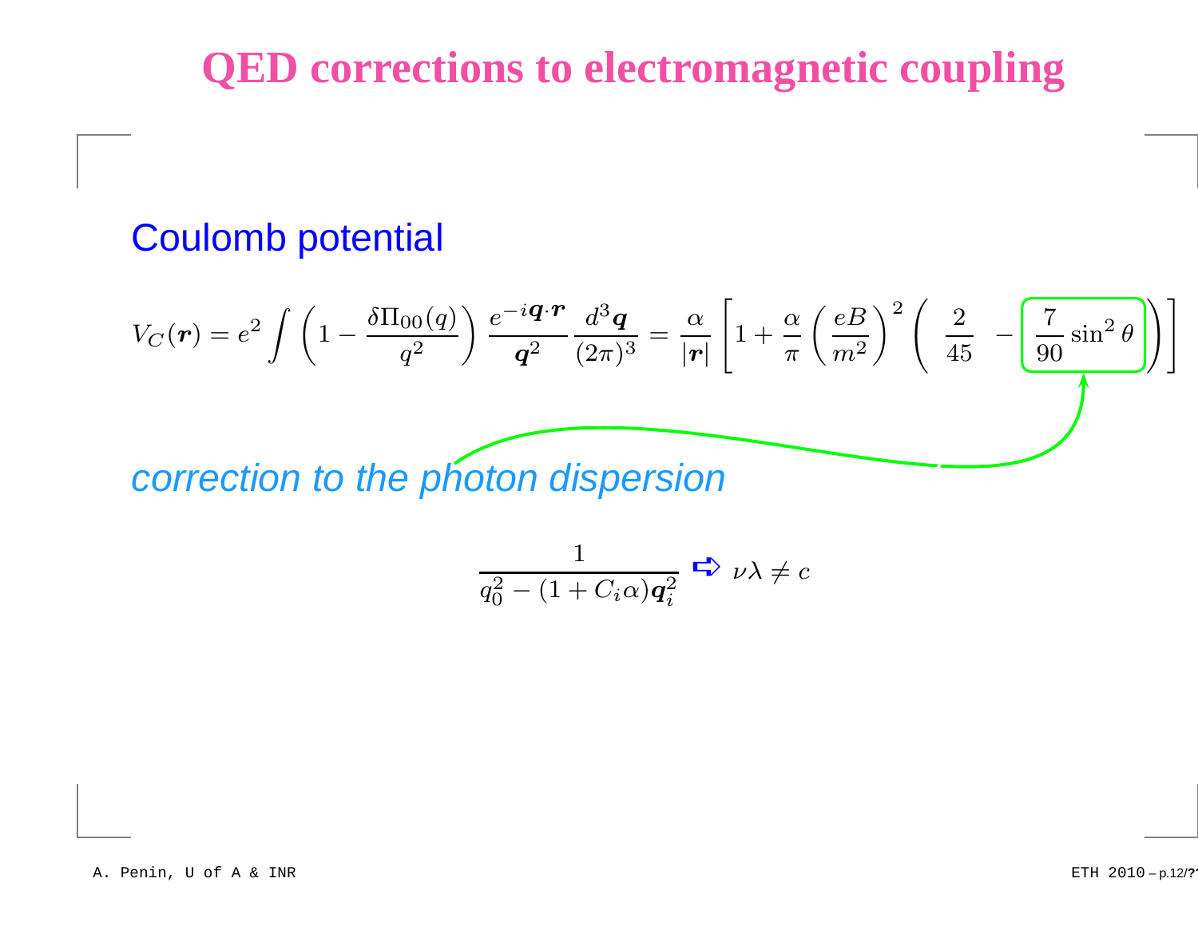# QED corrections to electromagnetic coupling

## Coulomb potential

$$V_C(\boldsymbol{r}) = e^2 \int \left(1 - \frac{\delta\Pi_{00}(q)}{q^2}\right) \frac{e^{-i\boldsymbol{q}\cdot\boldsymbol{r}}}{\boldsymbol{q}^2} \frac{d^3\boldsymbol{q}}{(2\pi)^3} = \frac{\alpha}{|\boldsymbol{r}|}\left[1 + \frac{\alpha}{\pi}\left(\frac{eB}{m^2}\right)^2 \left(\frac{2}{45} - \frac{7}{90}\sin^2\theta\right)\right]$$

*correction to the photon dispersion*

$$\frac{1}{q_0^2 - (1 + C_i\alpha)\boldsymbol{q}_i^2} \Rightarrow \nu\lambda \neq c$$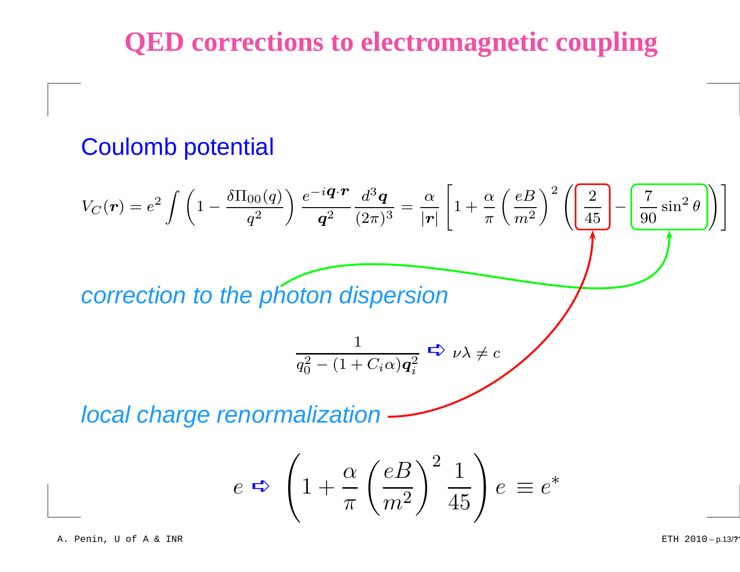# QED corrections to electromagnetic coupling

## Coulomb potential

$$V_C(\boldsymbol{r}) = e^2 \int \left(1 - \frac{\delta\Pi_{00}(q)}{q^2}\right) \frac{e^{-i\boldsymbol{q}\cdot\boldsymbol{r}}}{\boldsymbol{q}^2} \frac{d^3\boldsymbol{q}}{(2\pi)^3} = \frac{\alpha}{|\boldsymbol{r}|}\left[1 + \frac{\alpha}{\pi}\left(\frac{eB}{m^2}\right)^2 \left(\frac{2}{45} - \frac{7}{90}\sin^2\theta\right)\right]$$

*correction to the photon dispersion*

$$\frac{1}{q_0^2 - (1 + C_i\alpha)\boldsymbol{q}_i^2} \Rightarrow \nu\lambda \neq c$$

*local charge renormalization*

$$e \Rightarrow \left(1 + \frac{\alpha}{\pi}\left(\frac{eB}{m^2}\right)^2 \frac{1}{45}\right) e \equiv e^*$$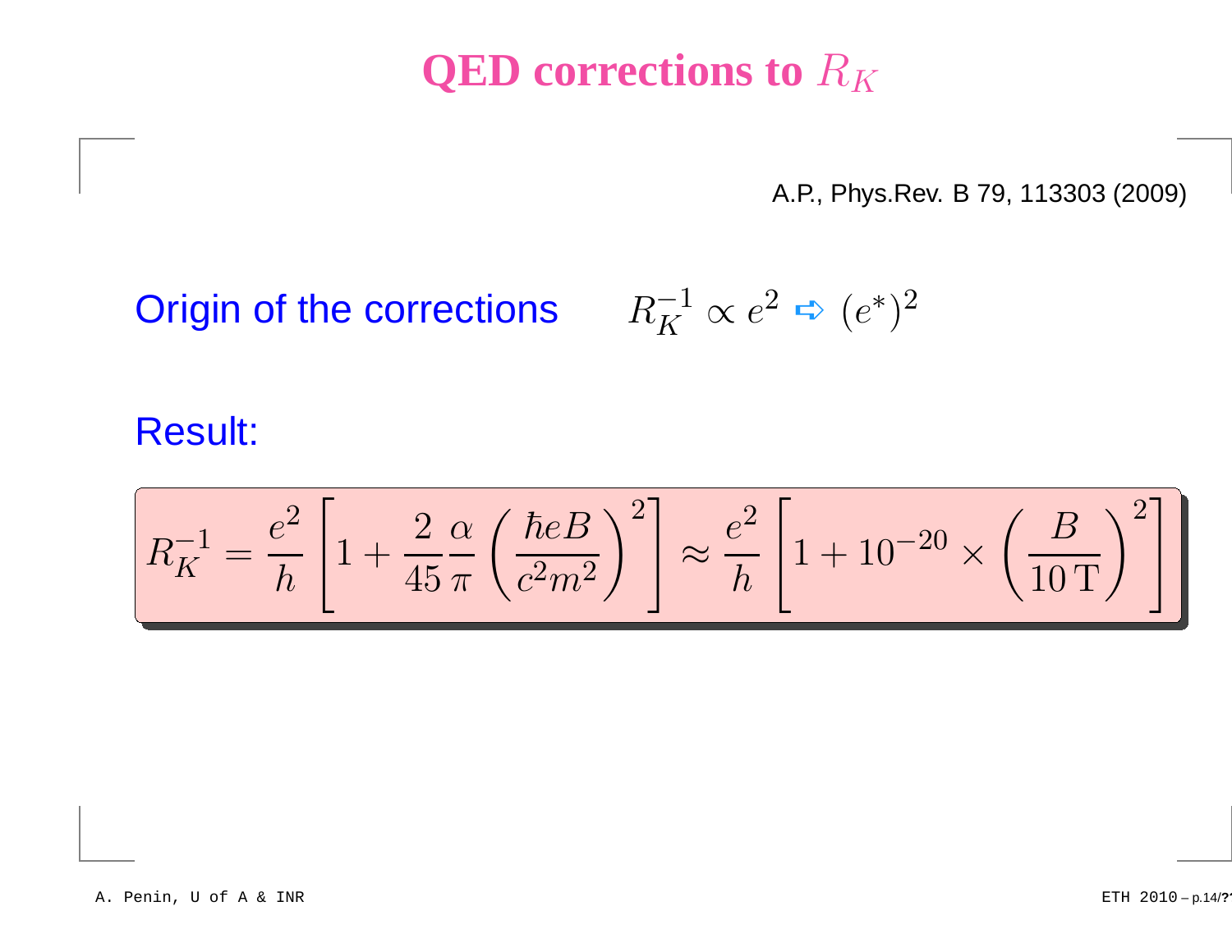# QED corrections to $R_K$

A.P., Phys.Rev. B 79, 113303 (2009)

Origin of the corrections $\quad R_K^{-1} \propto e^2 \Rightarrow (e^*)^2$

Result:

$$R_K^{-1} = \frac{e^2}{h}\left[1 + \frac{2}{45}\frac{\alpha}{\pi}\left(\frac{\hbar e B}{c^2 m^2}\right)^2\right] \approx \frac{e^2}{h}\left[1 + 10^{-20} \times \left(\frac{B}{10\,\mathrm{T}}\right)^2\right]$$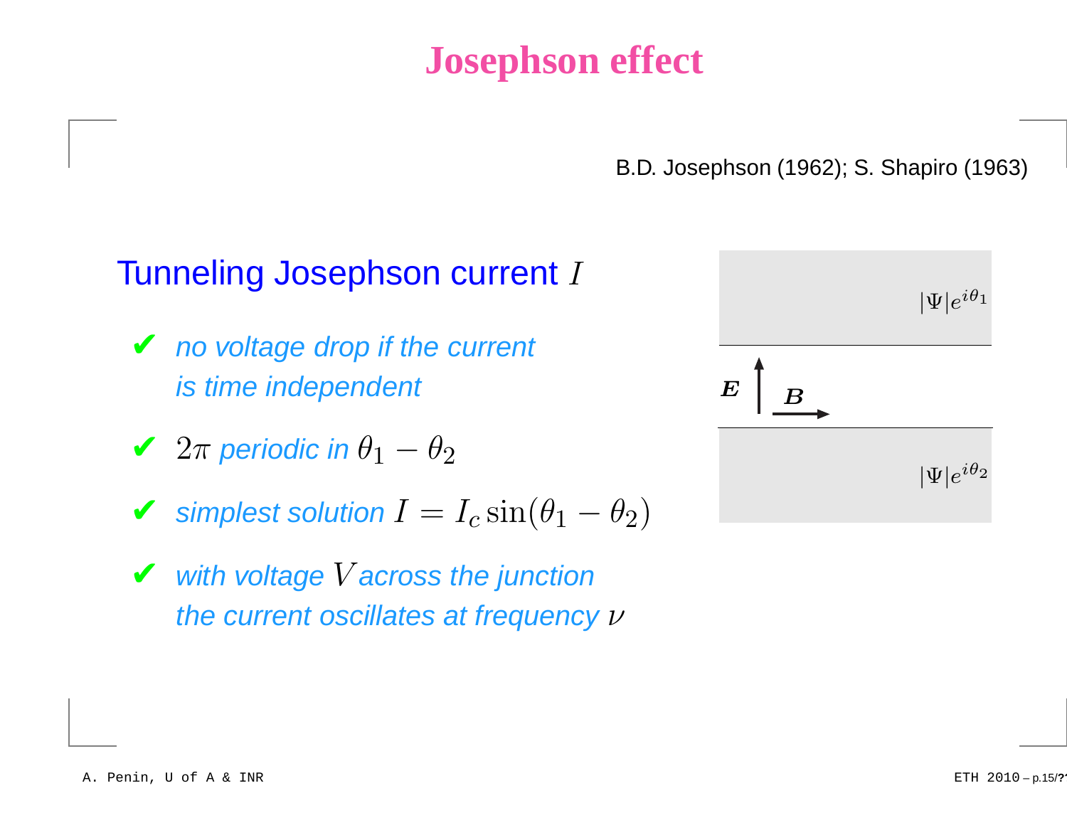# Josephson effect

B.D. Josephson (1962); S. Shapiro (1963)

## Tunneling Josephson current $I$

- ✔ *no voltage drop if the current is time independent*
- ✔ $2\pi$ *periodic in* $\theta_1 - \theta_2$
- ✔ *simplest solution* $I = I_c \sin(\theta_1 - \theta_2)$
- ✔ *with voltage* $V$ *across the junction the current oscillates at frequency* $\nu$

$|\Psi| e^{i\theta_1}$

$\boldsymbol{E}$ $\boldsymbol{B}$

$|\Psi| e^{i\theta_2}$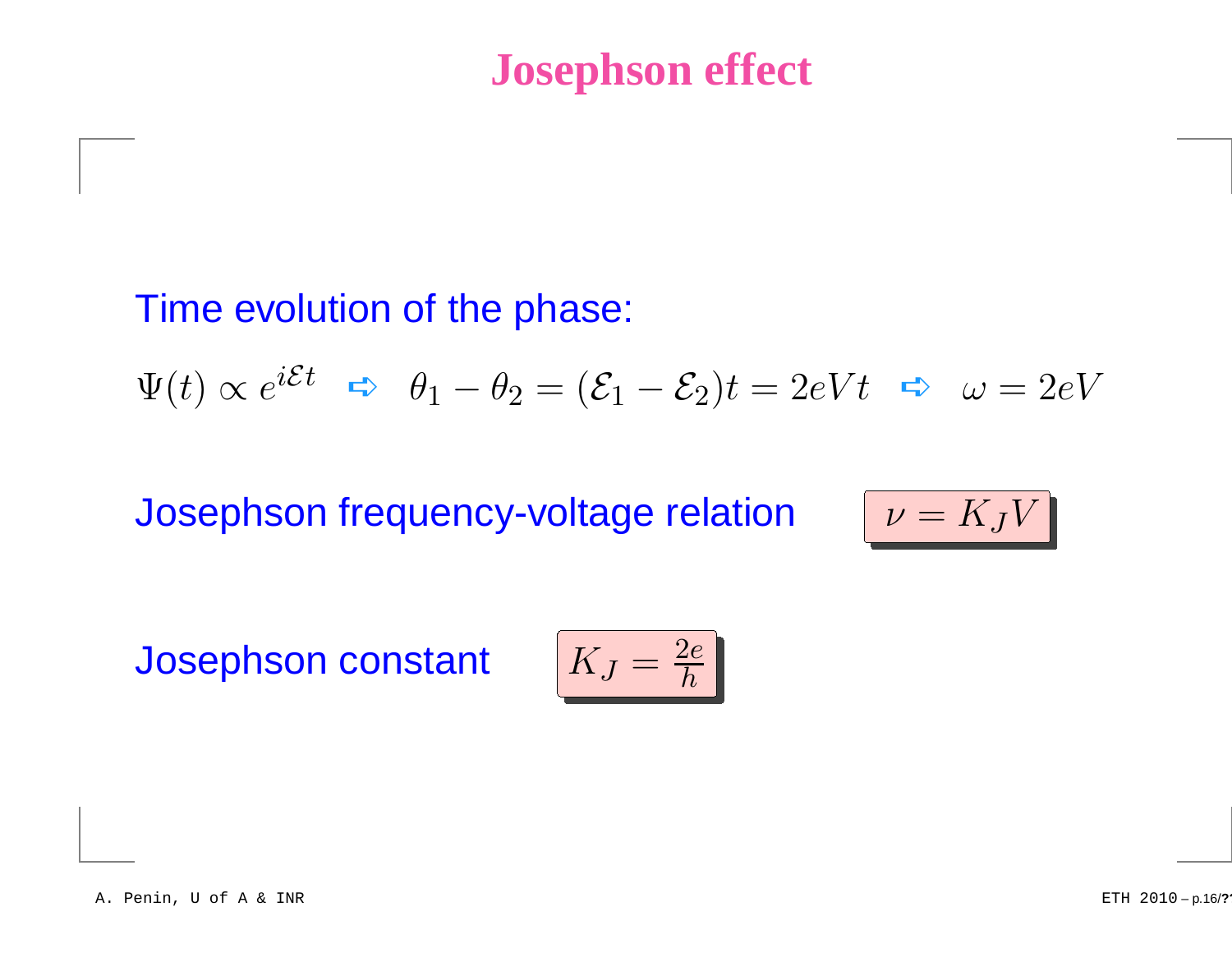# Josephson effect

Time evolution of the phase:

$$\Psi(t) \propto e^{i\mathcal{E}t} \quad \Rightarrow \quad \theta_1 - \theta_2 = (\mathcal{E}_1 - \mathcal{E}_2)t = 2eVt \quad \Rightarrow \quad \omega = 2eV$$

Josephson frequency-voltage relation $\quad \boxed{\nu = K_J V}$

Josephson constant $\quad \boxed{K_J = \frac{2e}{h}}$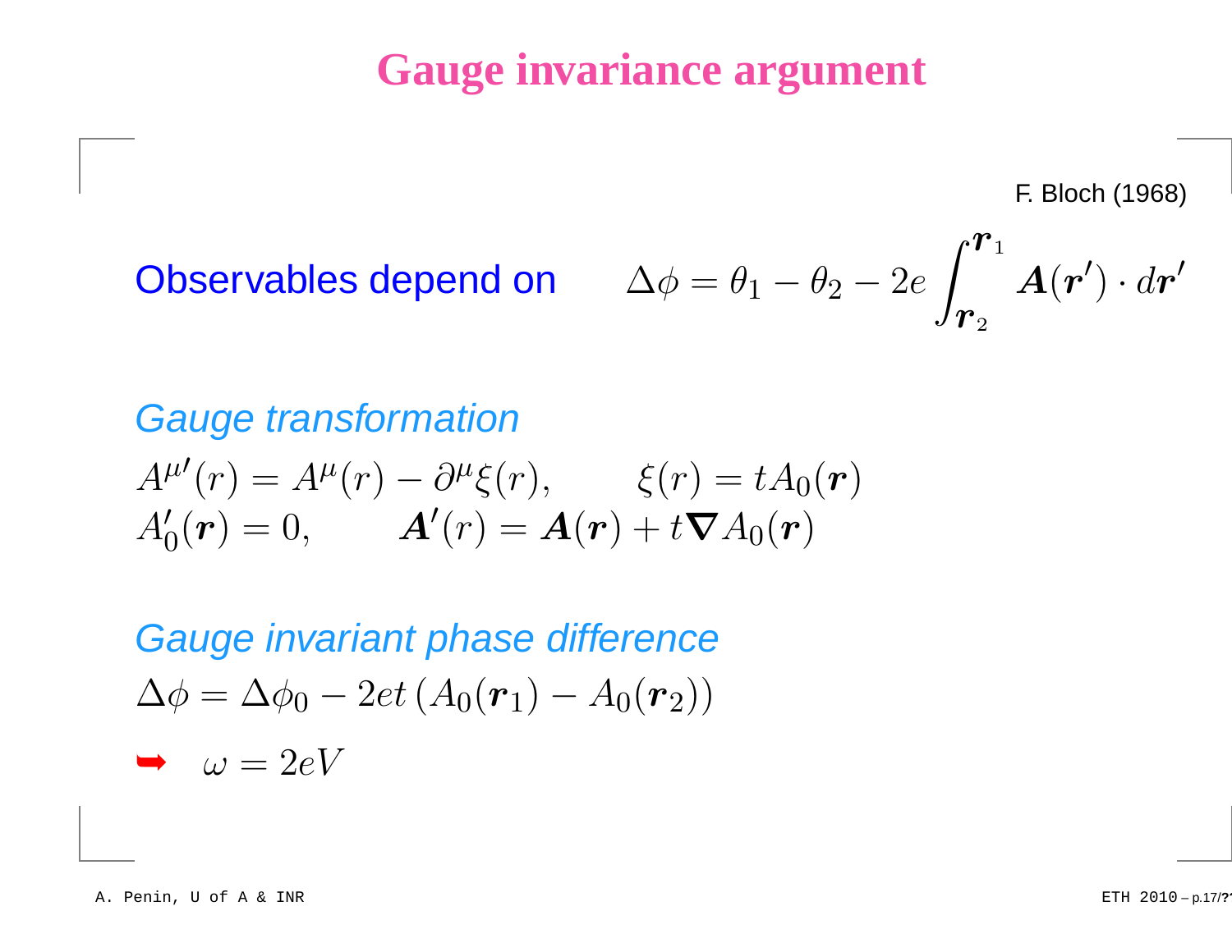# Gauge invariance argument

F. Bloch (1968)

Observables depend on $\Delta\phi = \theta_1 - \theta_2 - 2e \int_{\boldsymbol{r}_2}^{\boldsymbol{r}_1} \boldsymbol{A}(\boldsymbol{r}') \cdot d\boldsymbol{r}'$

*Gauge transformation*

$$A^{\mu\prime}(r) = A^{\mu}(r) - \partial^{\mu}\xi(r), \qquad \xi(r) = tA_0(\boldsymbol{r})$$

$$A_0'(\boldsymbol{r}) = 0, \qquad \boldsymbol{A}'(r) = \boldsymbol{A}(\boldsymbol{r}) + t\boldsymbol{\nabla}A_0(\boldsymbol{r})$$

*Gauge invariant phase difference*

$$\Delta\phi = \Delta\phi_0 - 2et\left(A_0(\boldsymbol{r}_1) - A_0(\boldsymbol{r}_2)\right)$$

➥ $\omega = 2eV$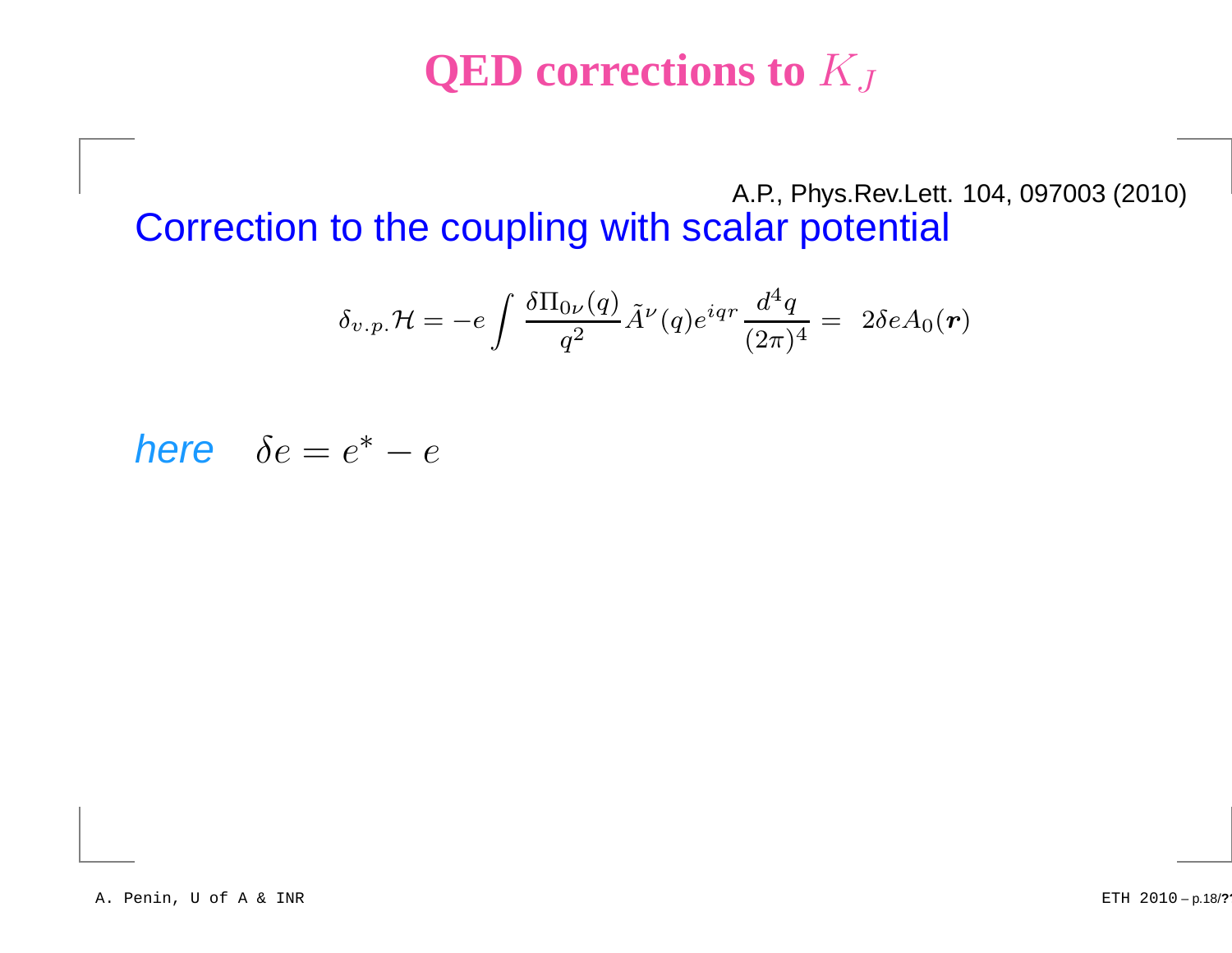# QED corrections to $K_J$

A.P., Phys.Rev.Lett. 104, 097003 (2010)

## Correction to the coupling with scalar potential

$$\delta_{v.p.}\mathcal{H} = -e\int \frac{\delta\Pi_{0\nu}(q)}{q^2}\tilde{A}^{\nu}(q)e^{iqr}\frac{d^4q}{(2\pi)^4} = \; 2\delta e A_0(\boldsymbol{r})$$

*here* $\quad \delta e = e^* - e$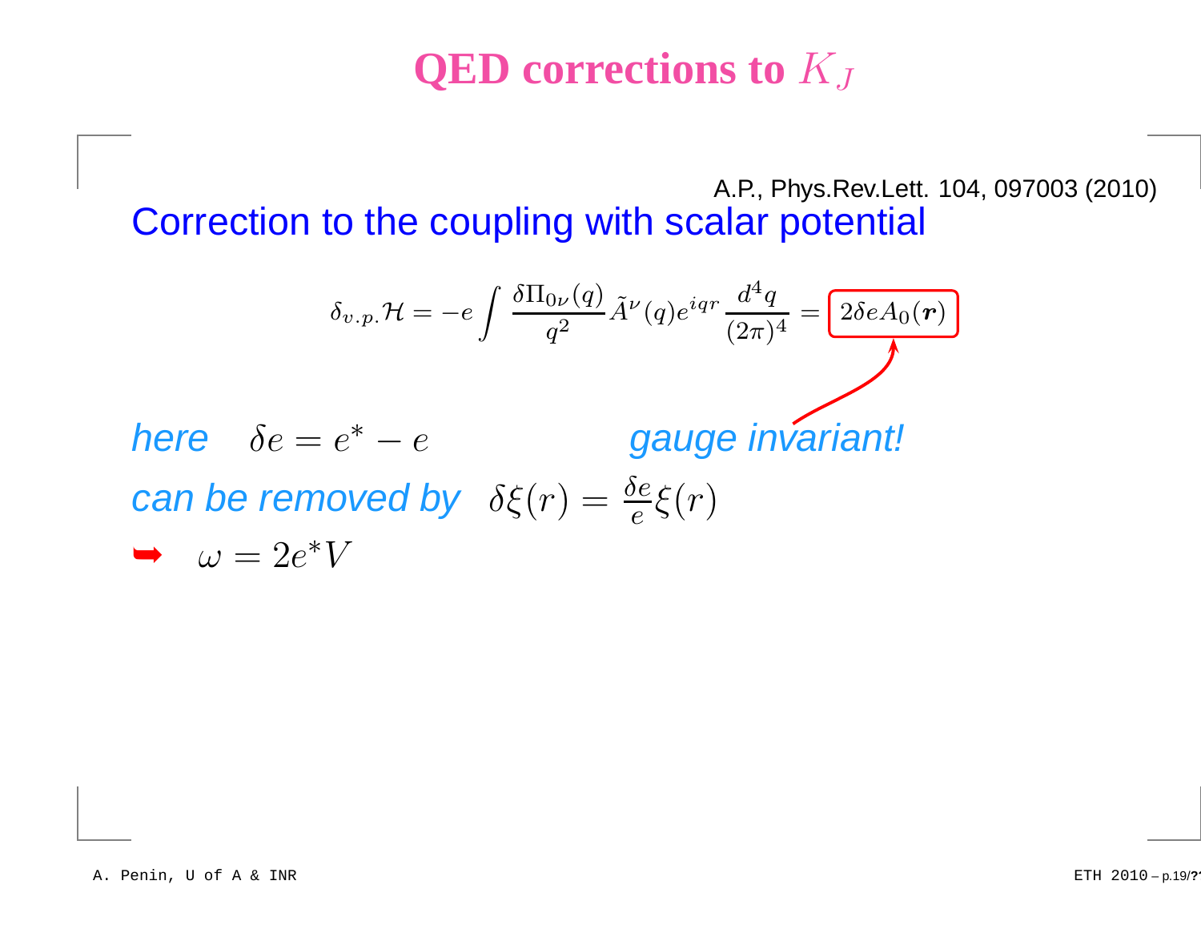# QED corrections to $K_J$

A.P., Phys.Rev.Lett. 104, 097003 (2010)

## Correction to the coupling with scalar potential

$$\delta_{v.p.}\mathcal{H} = -e\int \frac{\delta\Pi_{0\nu}(q)}{q^2}\tilde{A}^{\nu}(q)e^{iqr}\frac{d^4q}{(2\pi)^4} = \boxed{2\delta e A_0(\boldsymbol{r})}$$

*here* $\delta e = e^* - e$ *gauge invariant!*

*can be removed by* $\delta\xi(r) = \frac{\delta e}{e}\xi(r)$

➡ $\omega = 2e^* V$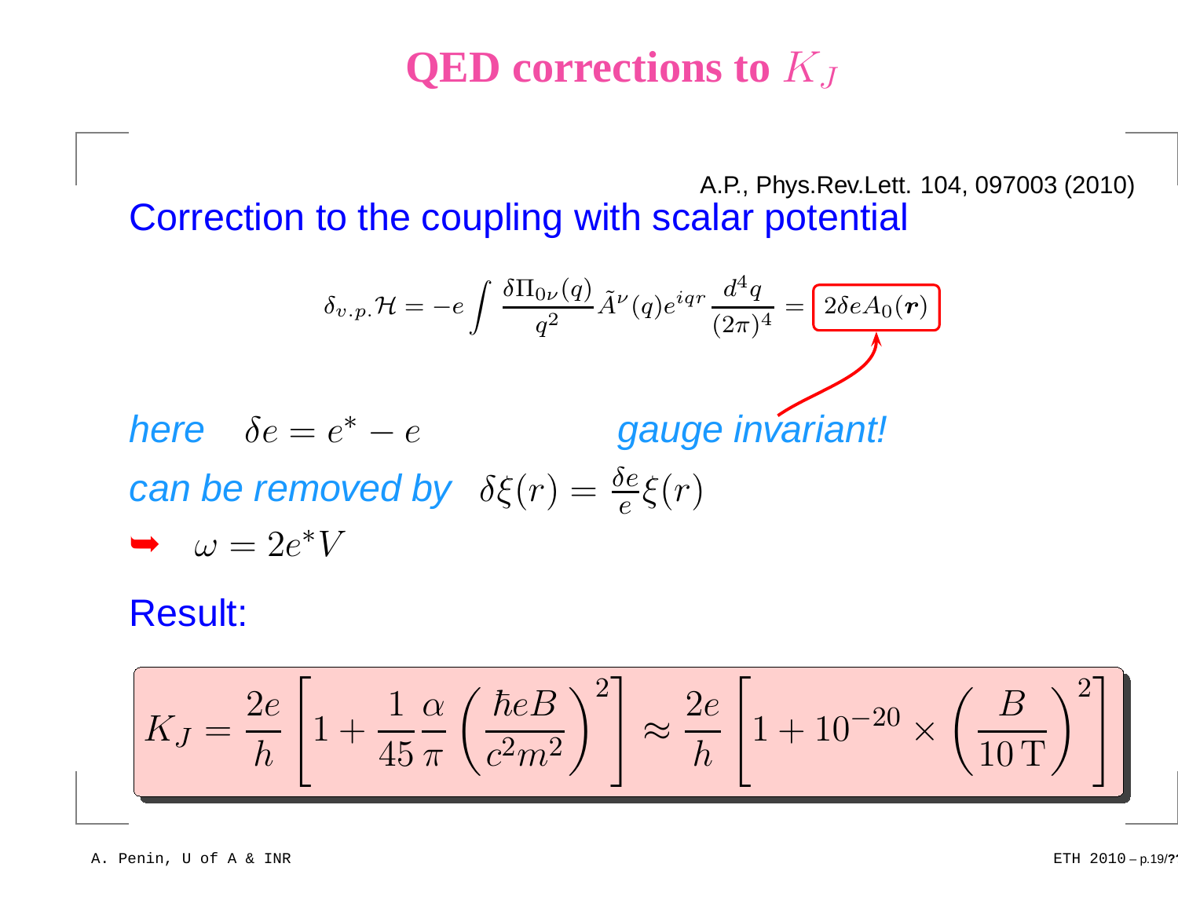# QED corrections to $K_J$

A.P., Phys.Rev.Lett. 104, 097003 (2010)

## Correction to the coupling with scalar potential

$$\delta_{v.p.}\mathcal{H} = -e\int \frac{\delta\Pi_{0\nu}(q)}{q^2}\tilde{A}^{\nu}(q)e^{iqr}\frac{d^4q}{(2\pi)^4} = \boxed{2\delta e A_0(\boldsymbol{r})}$$

*here* $\delta e = e^* - e$ *gauge invariant!*

*can be removed by* $\delta\xi(r) = \frac{\delta e}{e}\xi(r)$

➥ $\omega = 2e^*V$

## Result:

$$K_J = \frac{2e}{h}\left[1 + \frac{1}{45}\frac{\alpha}{\pi}\left(\frac{\hbar eB}{c^2m^2}\right)^2\right] \approx \frac{2e}{h}\left[1 + 10^{-20}\times\left(\frac{B}{10\,\mathrm{T}}\right)^2\right]$$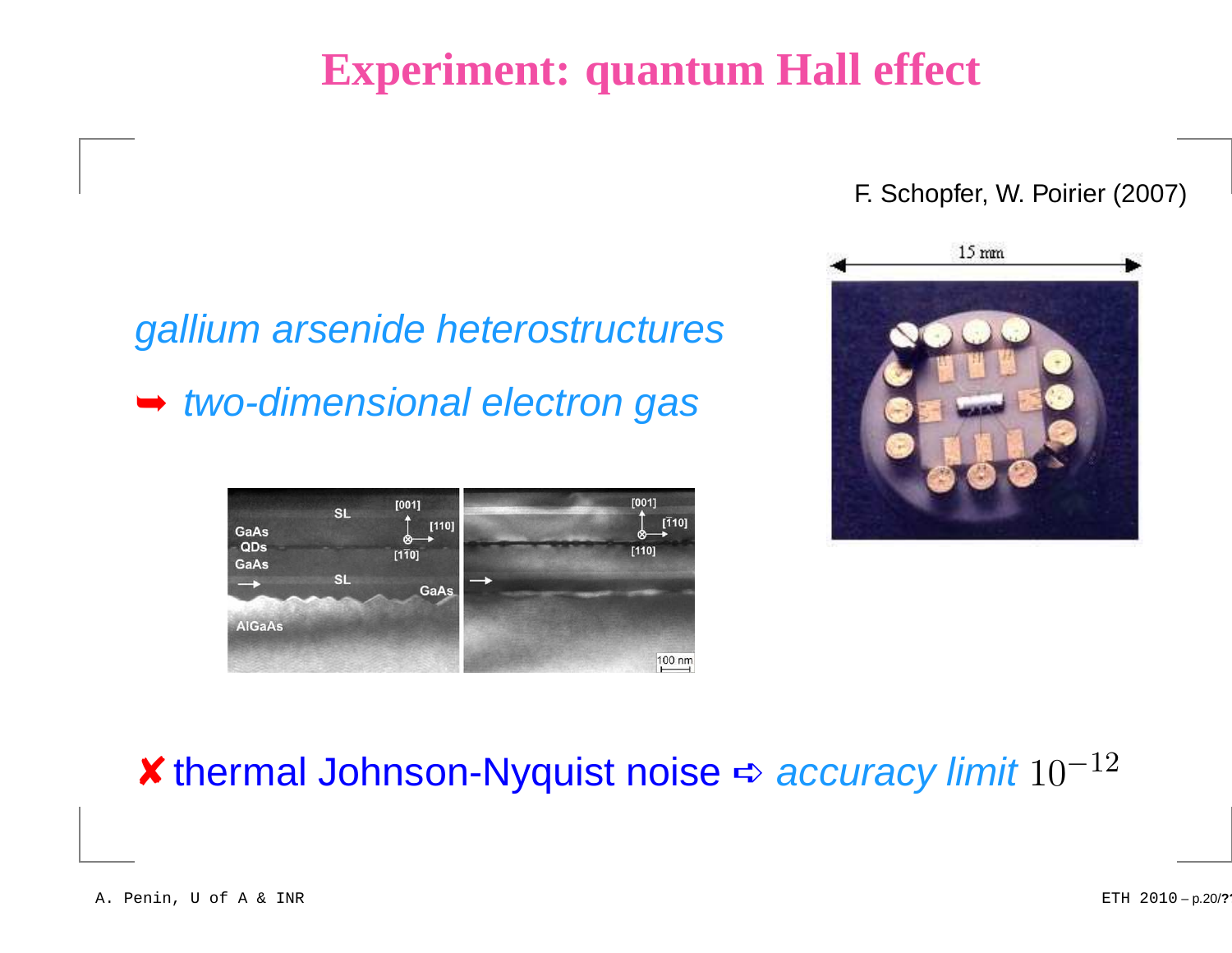# Experiment: quantum Hall effect

F. Schopfer, W. Poirier (2007)

*gallium arsenide heterostructures*

➥ *two-dimensional electron gas*

✘ thermal Johnson-Nyquist noise ➪ *accuracy limit* $10^{-12}$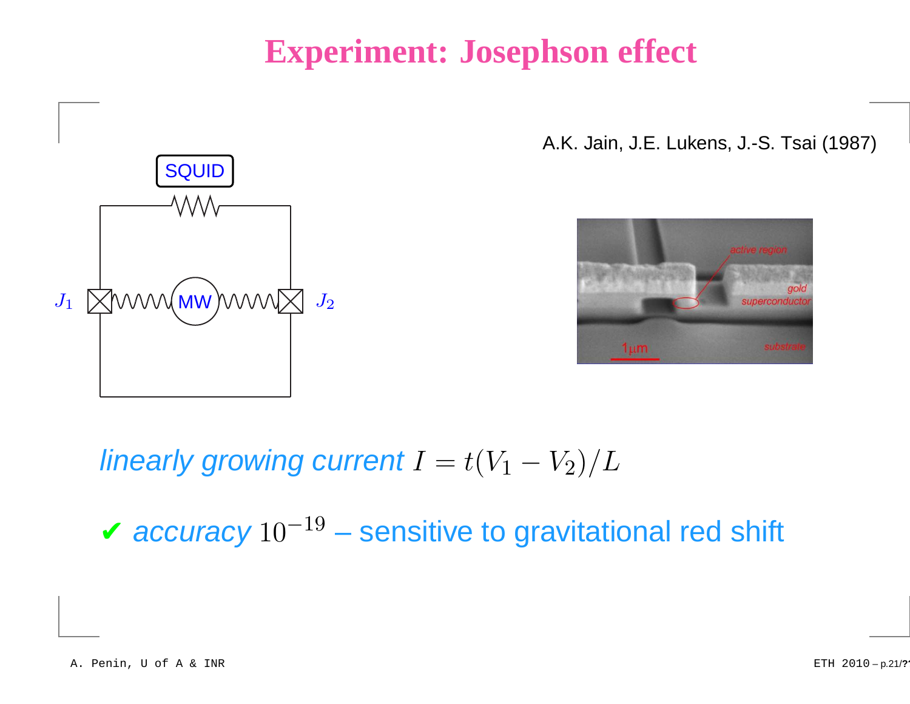# Experiment: Josephson effect

A.K. Jain, J.E. Lukens, J.-S. Tsai (1987)

*linearly growing current* $I = t(V_1 - V_2)/L$

✔ *accuracy* $10^{-19}$ – sensitive to gravitational red shift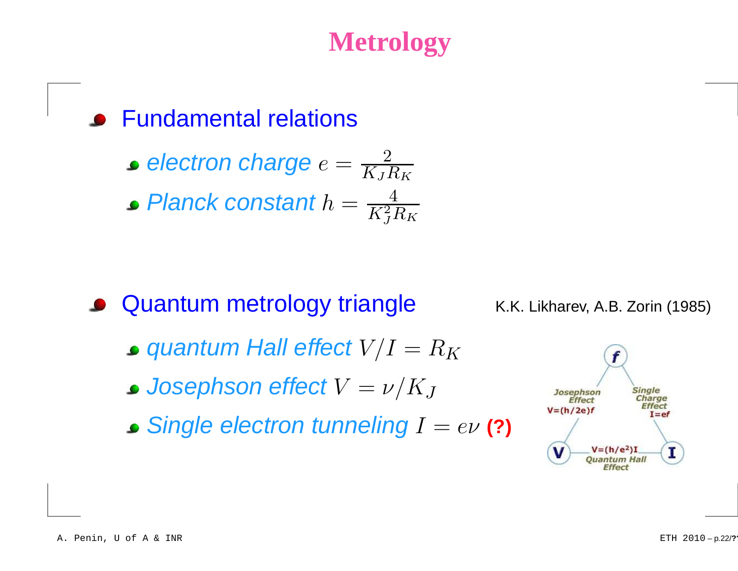# Metrology

- Fundamental relations
  - *electron charge* $e = \frac{2}{K_J R_K}$
  - *Planck constant* $h = \frac{4}{K_J^2 R_K}$

- Quantum metrology triangle

K.K. Likharev, A.B. Zorin (1985)

  - *quantum Hall effect* $V/I = R_K$
  - *Josephson effect* $V = \nu/K_J$
  - *Single electron tunneling* $I = e\nu$ **(?)**

f

Josephson Effect
V=(h/2e)f

Single Charge Effect
I=ef

V

V=(h/e²)I
Quantum Hall Effect

I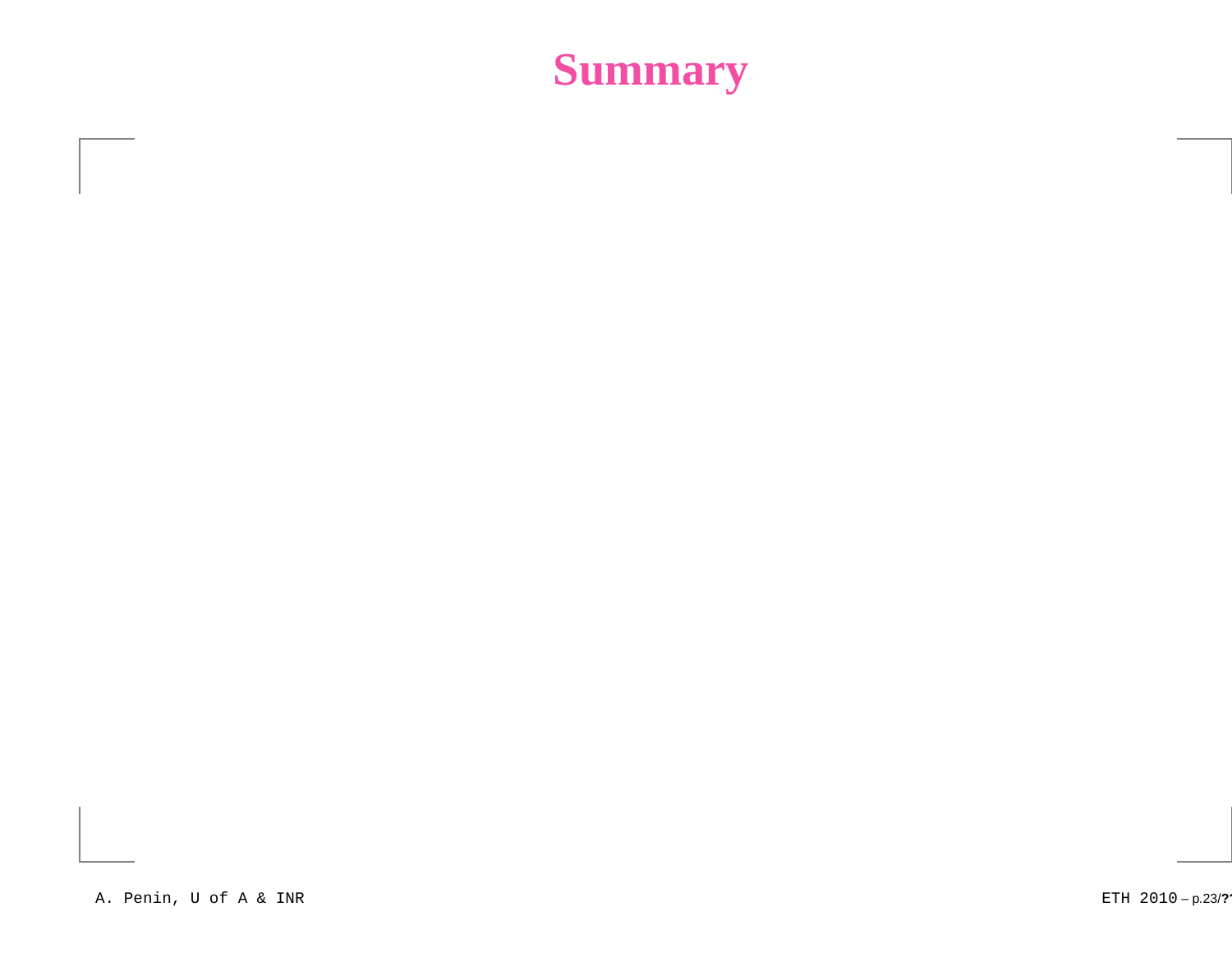# Summary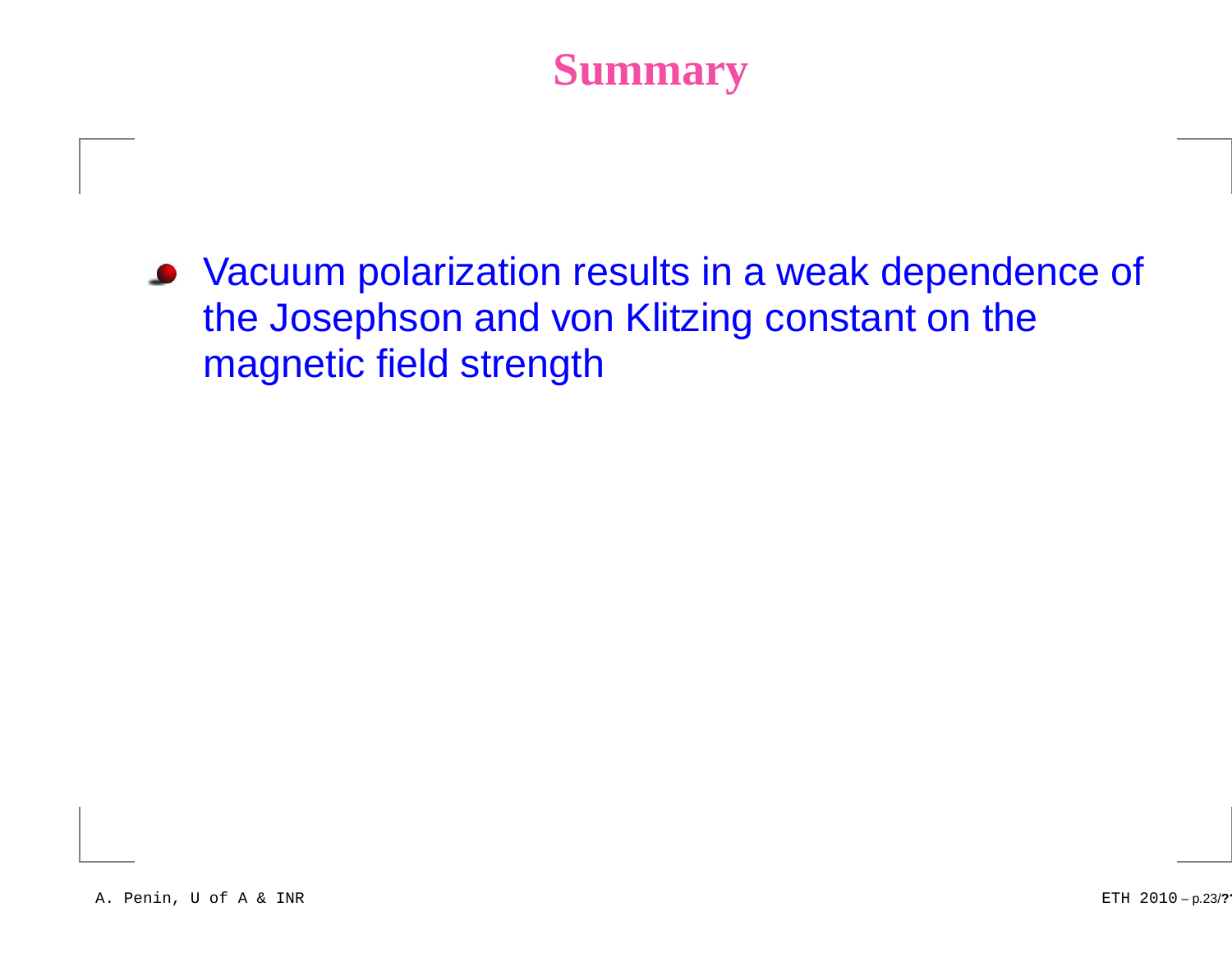# Summary

- Vacuum polarization results in a weak dependence of the Josephson and von Klitzing constant on the magnetic field strength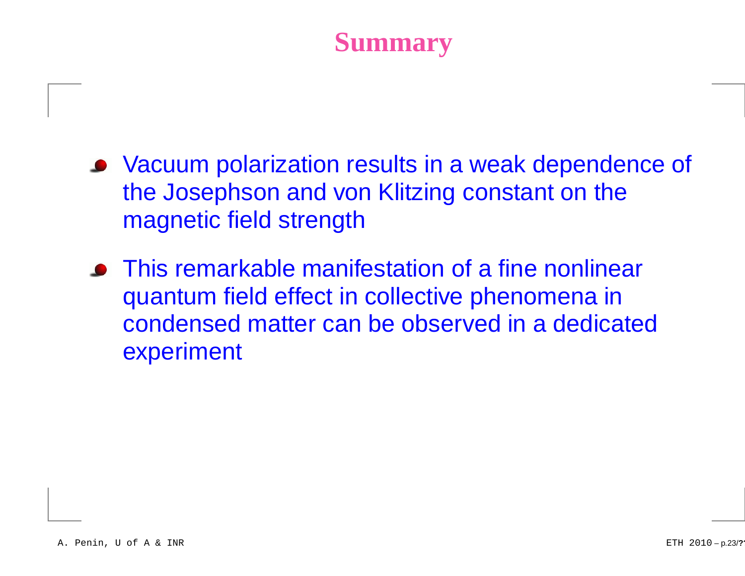# Summary

- Vacuum polarization results in a weak dependence of the Josephson and von Klitzing constant on the magnetic field strength
- This remarkable manifestation of a fine nonlinear quantum field effect in collective phenomena in condensed matter can be observed in a dedicated experiment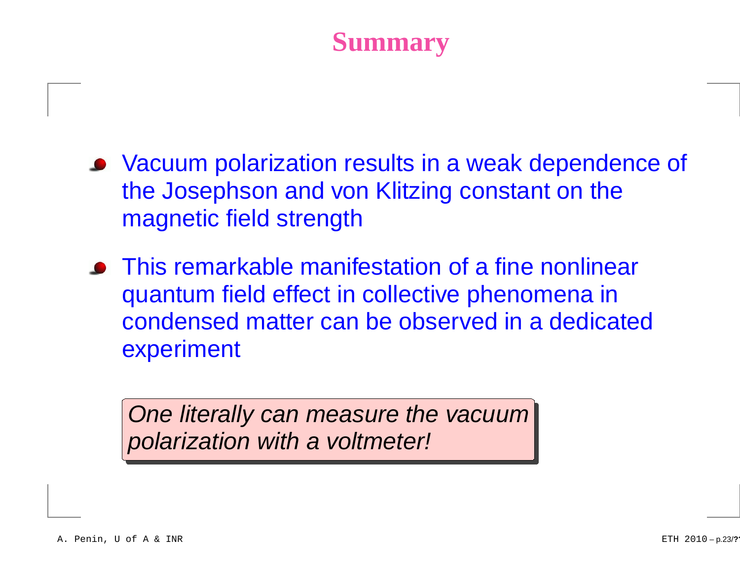# Summary

- Vacuum polarization results in a weak dependence of the Josephson and von Klitzing constant on the magnetic field strength
- This remarkable manifestation of a fine nonlinear quantum field effect in collective phenomena in condensed matter can be observed in a dedicated experiment

*One literally can measure the vacuum polarization with a voltmeter!*